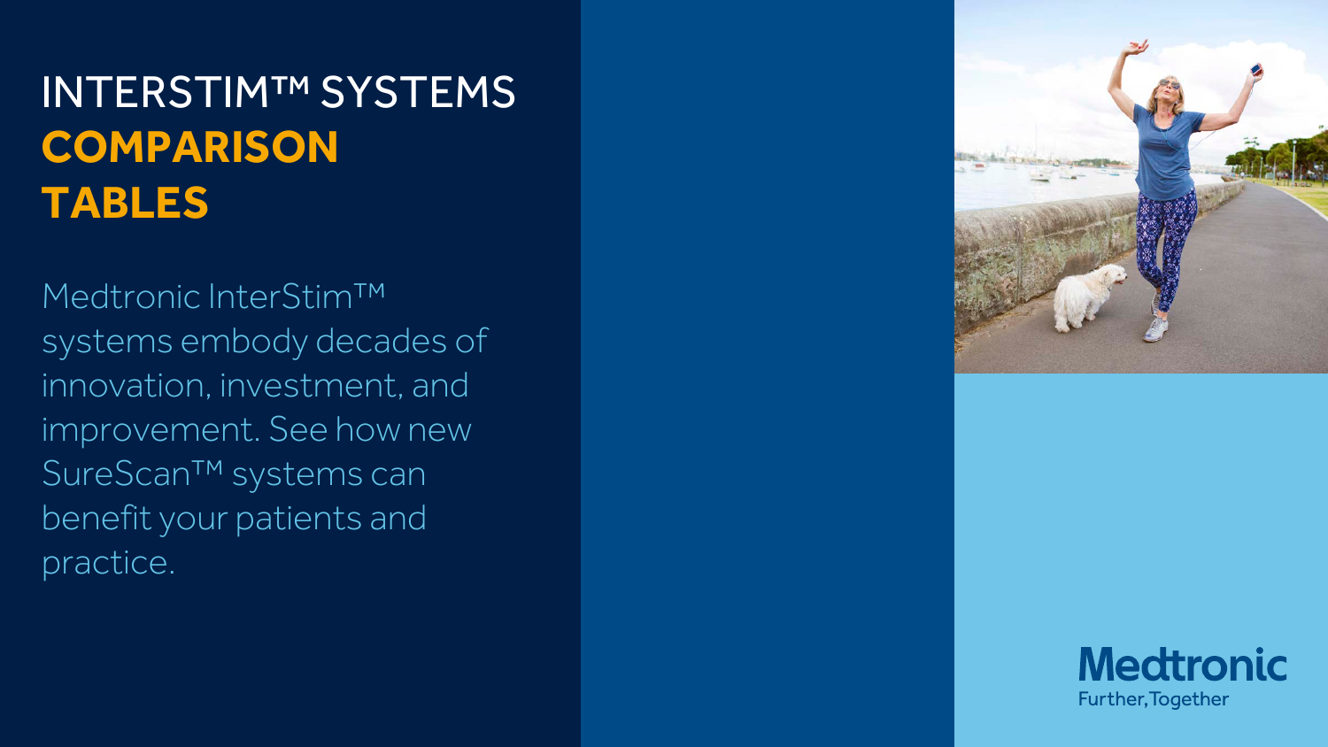# INTERSTIM™ SYSTEMS **COMPARISON TABLES**

Medtronic InterStim™ systems embody decades of innovation, investment, and improvement. See how new SureScan™ systems can benefit your patients and practice.

Medtronic

Further, Together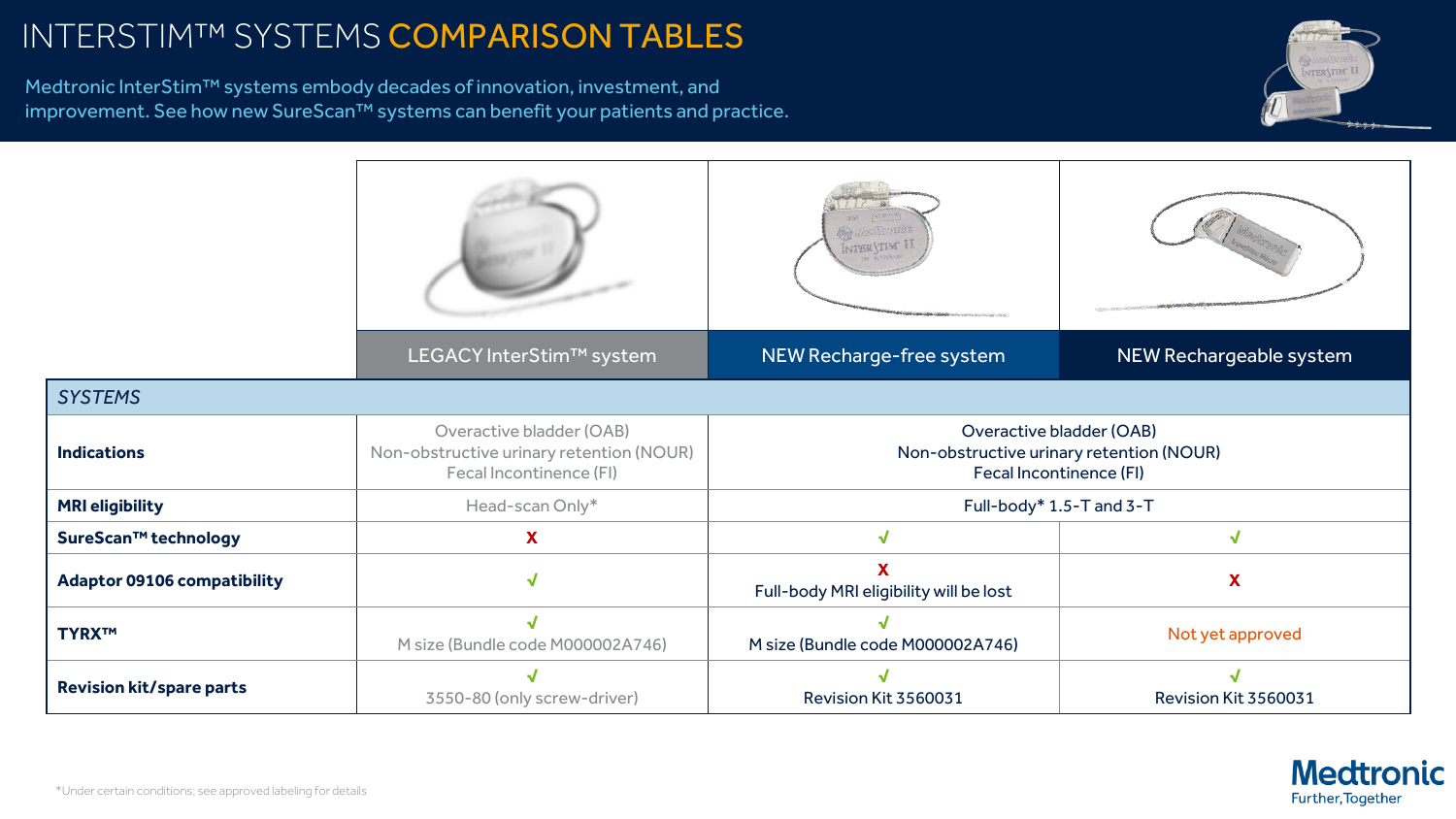# INTERSTIM™ SYSTEMS COMPARISON TABLES

Medtronic InterStim™ systems embody decades of innovation, investment, and improvement. See how new SureScan™ systems can benefit your patients and practice.

| | LEGACY InterStim™ system | NEW Recharge-free system | NEW Rechargeable system |
|---|---|---|---|
| *SYSTEMS* | | | |
| **Indications** | Overactive bladder (OAB)<br>Non-obstructive urinary retention (NOUR)<br>Fecal Incontinence (FI) | Overactive bladder (OAB)<br>Non-obstructive urinary retention (NOUR)<br>Fecal Incontinence (FI) | |
| **MRI eligibility** | Head-scan Only* | Full-body* 1.5-T and 3-T | |
| **SureScan™ technology** | X | √ | √ |
| **Adaptor 09106 compatibility** | √ | X<br>Full-body MRI eligibility will be lost | X |
| **TYRX™** | √<br>M size (Bundle code M000002A746) | √<br>M size (Bundle code M000002A746) | Not yet approved |
| **Revision kit/spare parts** | √<br>3550-80 (only screw-driver) | √<br>Revision Kit 3560031 | √<br>Revision Kit 3560031 |

*Under certain conditions; see approved labeling for details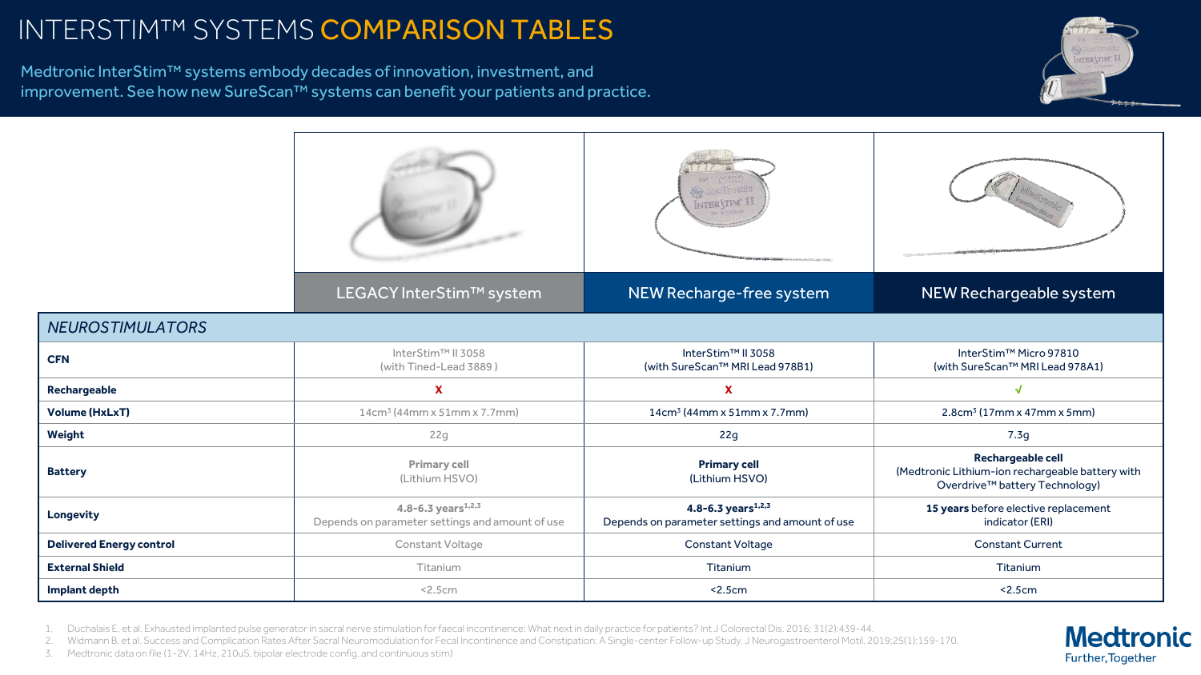# INTERSTIM™ SYSTEMS COMPARISON TABLES

Medtronic InterStim™ systems embody decades of innovation, investment, and improvement. See how new SureScan™ systems can benefit your patients and practice.

| | LEGACY InterStim™ system | NEW Recharge-free system | NEW Rechargeable system |
|---|---|---|---|
| *NEUROSTIMULATORS* | | | |
| **CFN** | InterStim™ II 3058 (with Tined-Lead 3889 ) | InterStim™ II 3058 (with SureScan™ MRI Lead 978B1) | InterStim™ Micro 97810 (with SureScan™ MRI Lead 978A1) |
| **Rechargeable** | X | X | √ |
| **Volume (HxLxT)** | $14cm^3$ (44mm x 51mm x 7.7mm) | $14cm^3$ (44mm x 51mm x 7.7mm) | $2.8cm^3$ (17mm x 47mm x 5mm) |
| **Weight** | 22g | 22g | 7.3g |
| **Battery** | **Primary cell** (Lithium HSVO) | **Primary cell** (Lithium HSVO) | **Rechargeable cell** (Medtronic Lithium-ion rechargeable battery with Overdrive™ battery Technology) |
| **Longevity** | **4.8-6.3 years**[1,2,3] Depends on parameter settings and amount of use | **4.8-6.3 years**[1,2,3] Depends on parameter settings and amount of use | **15 years** before elective replacement indicator (ERI) |
| **Delivered Energy control** | Constant Voltage | Constant Voltage | Constant Current |
| **External Shield** | Titanium | Titanium | Titanium |
| **Implant depth** | <2.5cm | <2.5cm | <2.5cm |

1. Duchalais E, et al. Exhausted implanted pulse generator in sacral nerve stimulation for faecal incontinence: What next in daily practice for patients? Int J Colorectal Dis. 2016; 31(2):439-44.
2. Widmann B, et al. Success and Complication Rates After Sacral Neuromodulation for Fecal Incontinence and Constipation: A Single-center Follow-up Study. J Neurogastroenterol Motil. 2019;25(1):159-170.
3. Medtronic data on file (1-2V, 14Hz, 210uS, bipolar electrode config, and continuous stim)

Medtronic
Further, Together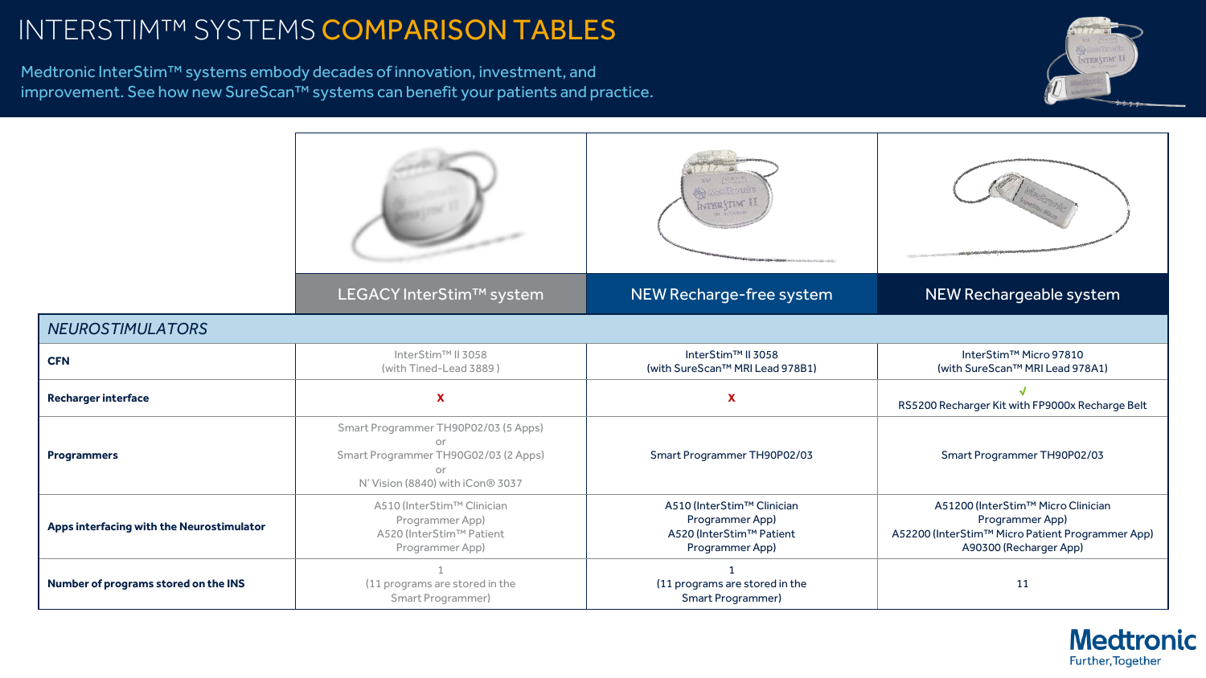# INTERSTIM™ SYSTEMS COMPARISON TABLES

Medtronic InterStim™ systems embody decades of innovation, investment, and improvement. See how new SureScan™ systems can benefit your patients and practice.

| | LEGACY InterStim™ system | NEW Recharge-free system | NEW Rechargeable system |
|---|---|---|---|
| *NEUROSTIMULATORS* | | | |
| **CFN** | InterStim™ II 3058 (with Tined-Lead 3889 ) | InterStim™ II 3058 (with SureScan™ MRI Lead 978B1) | InterStim™ Micro 97810 (with SureScan™ MRI Lead 978A1) |
| **Recharger interface** | X | X | √ RS5200 Recharger Kit with FP9000x Recharge Belt |
| **Programmers** | Smart Programmer TH90P02/03 (5 Apps) or Smart Programmer TH90G02/03 (2 Apps) or N' Vision (8840) with iCon® 3037 | Smart Programmer TH90P02/03 | Smart Programmer TH90P02/03 |
| **Apps interfacing with the Neurostimulator** | A510 (InterStim™ Clinician Programmer App) A520 (InterStim™ Patient Programmer App) | A510 (InterStim™ Clinician Programmer App) A520 (InterStim™ Patient Programmer App) | A51200 (InterStim™ Micro Clinician Programmer App) A52200 (InterStim™ Micro Patient Programmer App) A90300 (Recharger App) |
| **Number of programs stored on the INS** | 1 (11 programs are stored in the Smart Programmer) | 1 (11 programs are stored in the Smart Programmer) | 11 |

Medtronic
Further, Together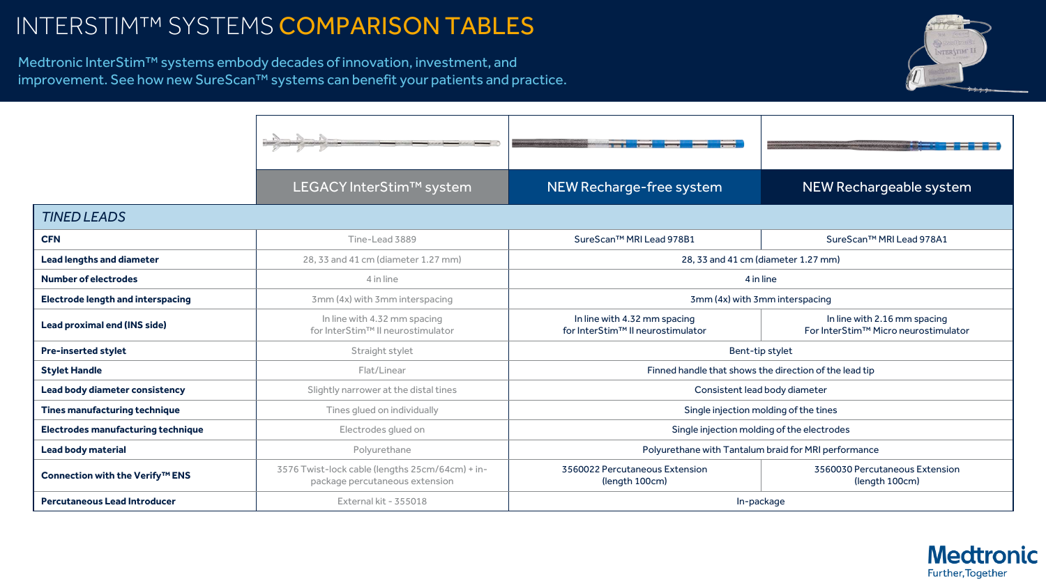# INTERSTIM™ SYSTEMS COMPARISON TABLES

Medtronic InterStim™ systems embody decades of innovation, investment, and improvement. See how new SureScan™ systems can benefit your patients and practice.

| | LEGACY InterStim™ system | NEW Recharge-free system | NEW Rechargeable system |
|---|---|---|---|
| ***TINED LEADS*** | | | |
| **CFN** | Tine-Lead 3889 | SureScan™ MRI Lead 978B1 | SureScan™ MRI Lead 978A1 |
| **Lead lengths and diameter** | 28, 33 and 41 cm (diameter 1.27 mm) | 28, 33 and 41 cm (diameter 1.27 mm) | |
| **Number of electrodes** | 4 in line | 4 in line | |
| **Electrode length and interspacing** | 3mm (4x) with 3mm interspacing | 3mm (4x) with 3mm interspacing | |
| **Lead proximal end (INS side)** | In line with 4.32 mm spacing for InterStim™ II neurostimulator | In line with 4.32 mm spacing for InterStim™ II neurostimulator | In line with 2.16 mm spacing For InterStim™ Micro neurostimulator |
| **Pre-inserted stylet** | Straight stylet | Bent-tip stylet | |
| **Stylet Handle** | Flat/Linear | Finned handle that shows the direction of the lead tip | |
| **Lead body diameter consistency** | Slightly narrower at the distal tines | Consistent lead body diameter | |
| **Tines manufacturing technique** | Tines glued on individually | Single injection molding of the tines | |
| **Electrodes manufacturing technique** | Electrodes glued on | Single injection molding of the electrodes | |
| **Lead body material** | Polyurethane | Polyurethane with Tantalum braid for MRI performance | |
| **Connection with the Verify™ ENS** | 3576 Twist-lock cable (lengths 25cm/64cm) + in-package percutaneous extension | 3560022 Percutaneous Extension (length 100cm) | 3560030 Percutaneous Extension (length 100cm) |
| **Percutaneous Lead Introducer** | External kit - 355018 | In-package | |

Medtronic
Further, Together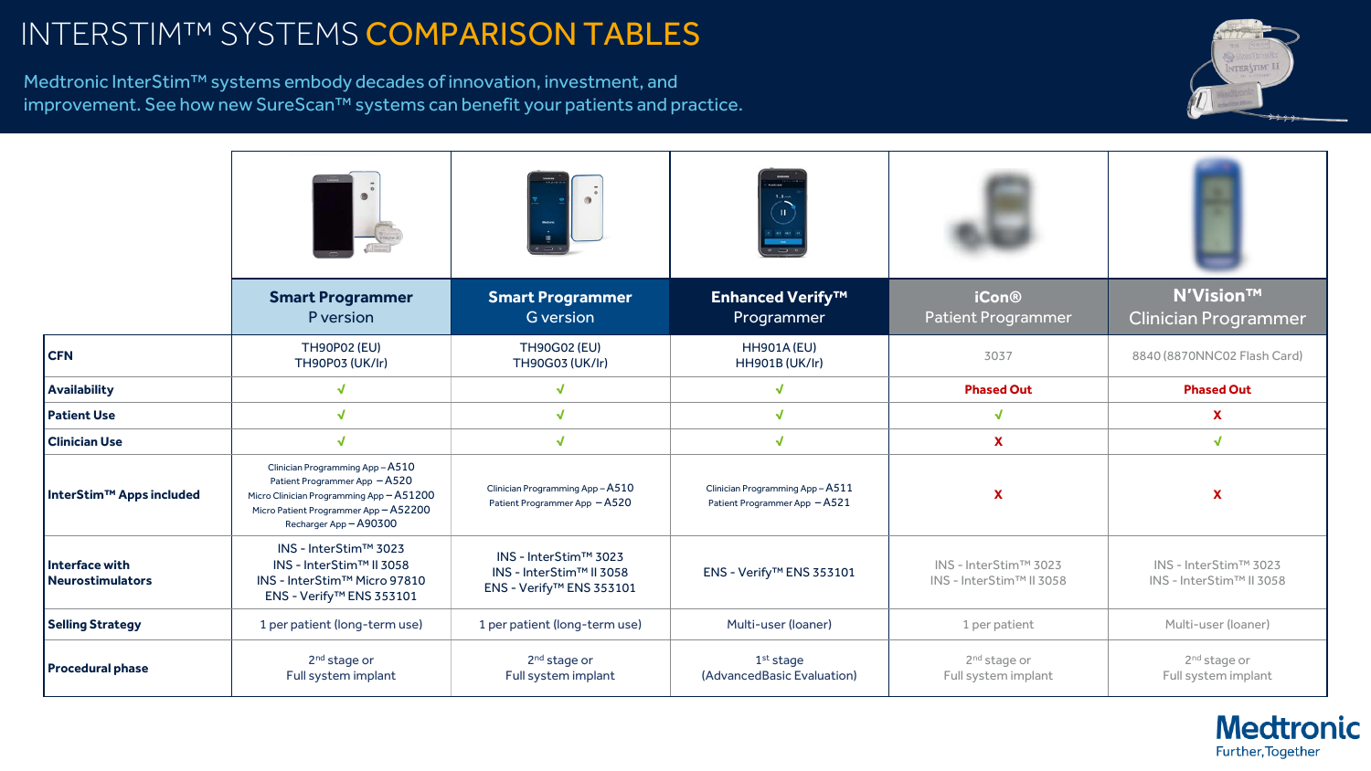# INTERSTIM™ SYSTEMS COMPARISON TABLES

Medtronic InterStim™ systems embody decades of innovation, investment, and improvement. See how new SureScan™ systems can benefit your patients and practice.

| | Smart Programmer P version | Smart Programmer G version | Enhanced Verify™ Programmer | iCon® Patient Programmer | N'Vision™ Clinician Programmer |
|---|---|---|---|---|---|
| **CFN** | TH90P02 (EU)<br>TH90P03 (UK/Ir) | TH90G02 (EU)<br>TH90G03 (UK/Ir) | HH901A (EU)<br>HH901B (UK/Ir) | 3037 | 8840 (8870NNC02 Flash Card) |
| **Availability** | √ | √ | √ | Phased Out | Phased Out |
| **Patient Use** | √ | √ | √ | √ | X |
| **Clinician Use** | √ | √ | √ | X | √ |
| **InterStim™ Apps included** | Clinician Programming App – A510<br>Patient Programmer App – A520<br>Micro Clinician Programming App – A51200<br>Micro Patient Programmer App – A52200<br>Recharger App – A90300 | Clinician Programming App – A510<br>Patient Programmer App – A520 | Clinician Programming App – A511<br>Patient Programmer App – A521 | X | X |
| **Interface with Neurostimulators** | INS - InterStim™ 3023<br>INS - InterStim™ II 3058<br>INS - InterStim™ Micro 97810<br>ENS - Verify™ ENS 353101 | INS - InterStim™ 3023<br>INS - InterStim™ II 3058<br>ENS - Verify™ ENS 353101 | ENS - Verify™ ENS 353101 | INS - InterStim™ 3023<br>INS - InterStim™ II 3058 | INS - InterStim™ 3023<br>INS - InterStim™ II 3058 |
| **Selling Strategy** | 1 per patient (long-term use) | 1 per patient (long-term use) | Multi-user (loaner) | 1 per patient | Multi-user (loaner) |
| **Procedural phase** | 2nd stage or<br>Full system implant | 2nd stage or<br>Full system implant | 1st stage<br>(AdvancedBasic Evaluation) | 2nd stage or<br>Full system implant | 2nd stage or<br>Full system implant |

Medtronic
Further, Together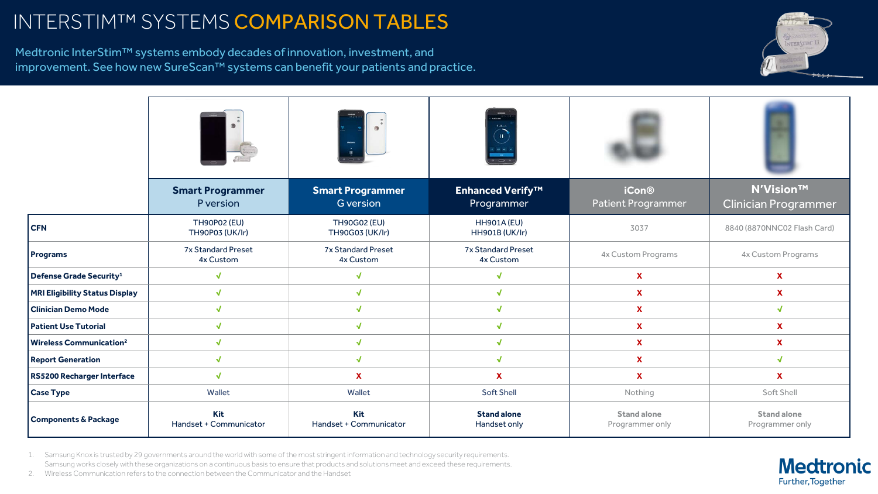# INTERSTIM™ SYSTEMS COMPARISON TABLES

Medtronic InterStim™ systems embody decades of innovation, investment, and improvement. See how new SureScan™ systems can benefit your patients and practice.

| | Smart Programmer P version | Smart Programmer G version | Enhanced Verify™ Programmer | iCon® Patient Programmer | N'Vision™ Clinician Programmer |
|---|---|---|---|---|---|
| **CFN** | TH90P02 (EU) TH90P03 (UK/Ir) | TH90G02 (EU) TH90G03 (UK/Ir) | HH901A (EU) HH901B (UK/Ir) | 3037 | 8840 (8870NNC02 Flash Card) |
| **Programs** | 7x Standard Preset 4x Custom | 7x Standard Preset 4x Custom | 7x Standard Preset 4x Custom | 4x Custom Programs | 4x Custom Programs |
| **Defense Grade Security[1]** | √ | √ | √ | X | X |
| **MRI Eligibility Status Display** | √ | √ | √ | X | X |
| **Clinician Demo Mode** | √ | √ | √ | X | √ |
| **Patient Use Tutorial** | √ | √ | √ | X | X |
| **Wireless Communication[2]** | √ | √ | √ | X | X |
| **Report Generation** | √ | √ | √ | X | √ |
| **RS5200 Recharger Interface** | √ | X | X | X | X |
| **Case Type** | Wallet | Wallet | Soft Shell | Nothing | Soft Shell |
| **Components & Package** | **Kit** Handset + Communicator | **Kit** Handset + Communicator | **Stand alone** Handset only | **Stand alone** Programmer only | **Stand alone** Programmer only |

1. Samsung Knox is trusted by 29 governments around the world with some of the most stringent information and technology security requirements. Samsung works closely with these organizations on a continuous basis to ensure that products and solutions meet and exceed these requirements.
2. Wireless Communication refers to the connection between the Communicator and the Handset

Medtronic
Further, Together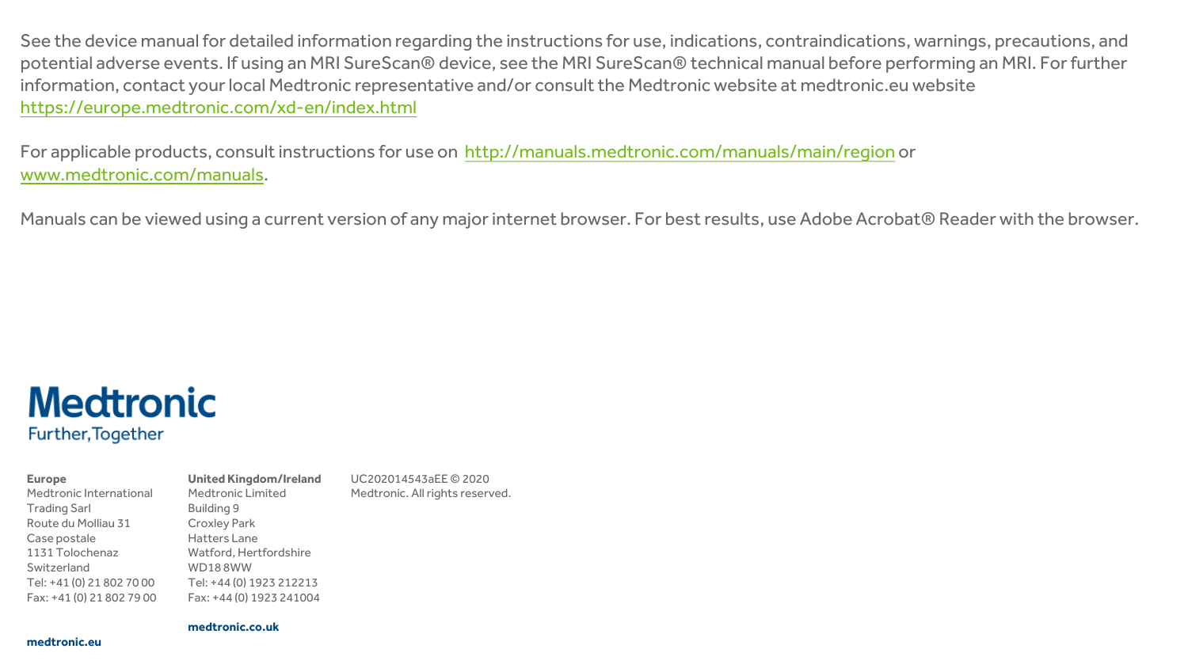See the device manual for detailed information regarding the instructions for use, indications, contraindications, warnings, precautions, and potential adverse events. If using an MRI SureScan® device, see the MRI SureScan® technical manual before performing an MRI. For further information, contact your local Medtronic representative and/or consult the Medtronic website at medtronic.eu website https://europe.medtronic.com/xd-en/index.html

For applicable products, consult instructions for use on http://manuals.medtronic.com/manuals/main/region or www.medtronic.com/manuals.

Manuals can be viewed using a current version of any major internet browser. For best results, use Adobe Acrobat® Reader with the browser.

**Medtronic**
Further, Together

**Europe**
Medtronic International Trading Sarl
Route du Molliau 31
Case postale
1131 Tolochenaz
Switzerland
Tel: +41 (0) 21 802 70 00
Fax: +41 (0) 21 802 79 00

**medtronic.eu**

**United Kingdom/Ireland**
Medtronic Limited
Building 9
Croxley Park
Hatters Lane
Watford, Hertfordshire
WD18 8WW
Tel: +44 (0) 1923 212213
Fax: +44 (0) 1923 241004

**medtronic.co.uk**

UC202014543aEE © 2020 Medtronic. All rights reserved.